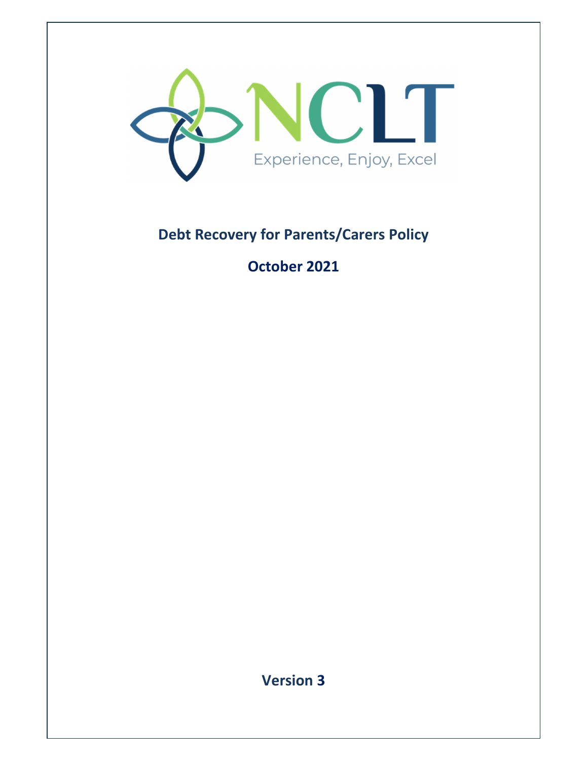NCLT

Experience, Enjoy, Excel

# Debt Recovery for Parents/Carers Policy

## October 2021

**Version 3**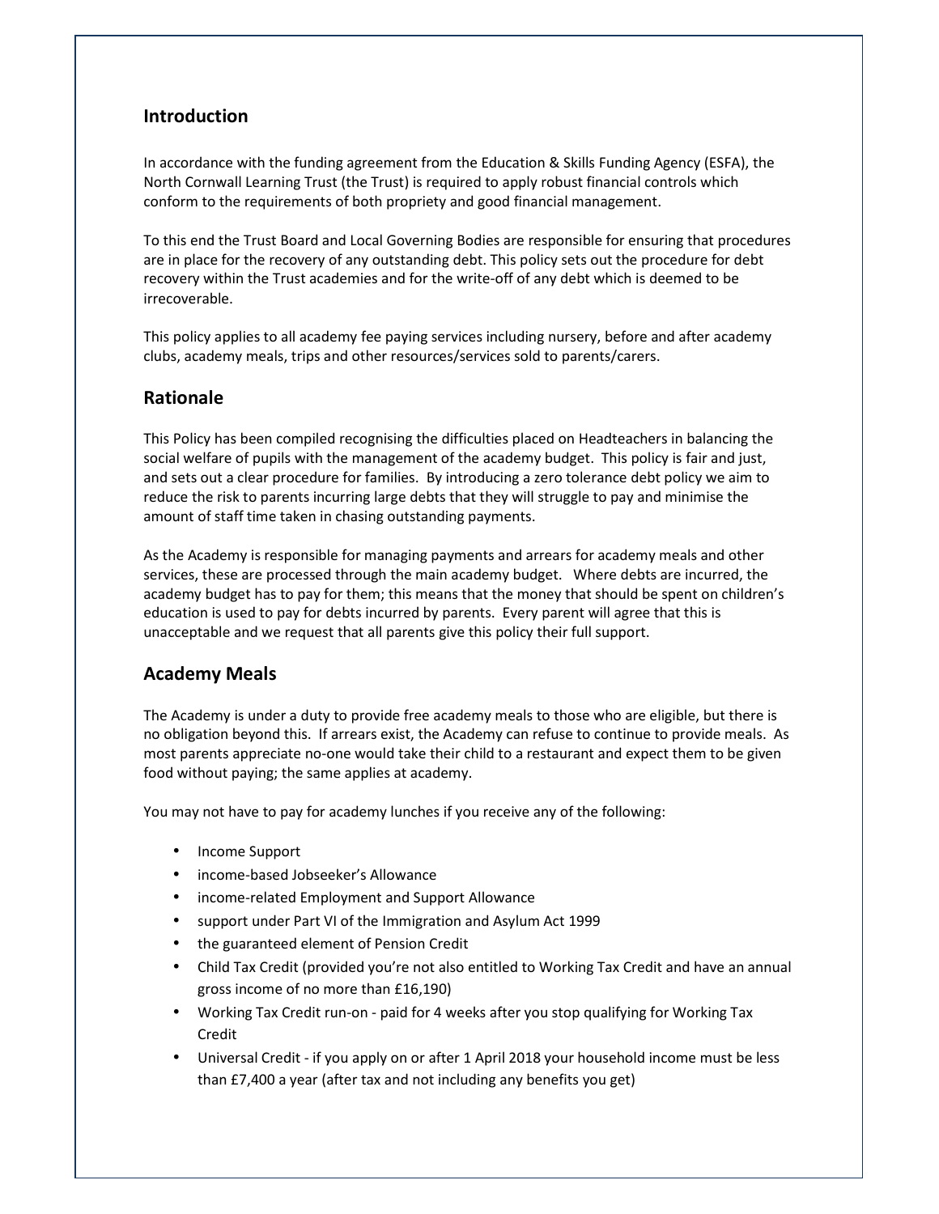## Introduction

In accordance with the funding agreement from the Education & Skills Funding Agency (ESFA), the North Cornwall Learning Trust (the Trust) is required to apply robust financial controls which conform to the requirements of both propriety and good financial management.

To this end the Trust Board and Local Governing Bodies are responsible for ensuring that procedures are in place for the recovery of any outstanding debt. This policy sets out the procedure for debt recovery within the Trust academies and for the write-off of any debt which is deemed to be irrecoverable.

This policy applies to all academy fee paying services including nursery, before and after academy clubs, academy meals, trips and other resources/services sold to parents/carers.

## Rationale

This Policy has been compiled recognising the difficulties placed on Headteachers in balancing the social welfare of pupils with the management of the academy budget. This policy is fair and just, and sets out a clear procedure for families. By introducing a zero tolerance debt policy we aim to reduce the risk to parents incurring large debts that they will struggle to pay and minimise the amount of staff time taken in chasing outstanding payments.

As the Academy is responsible for managing payments and arrears for academy meals and other services, these are processed through the main academy budget. Where debts are incurred, the academy budget has to pay for them; this means that the money that should be spent on children's education is used to pay for debts incurred by parents. Every parent will agree that this is unacceptable and we request that all parents give this policy their full support.

## Academy Meals

The Academy is under a duty to provide free academy meals to those who are eligible, but there is no obligation beyond this. If arrears exist, the Academy can refuse to continue to provide meals. As most parents appreciate no-one would take their child to a restaurant and expect them to be given food without paying; the same applies at academy.

You may not have to pay for academy lunches if you receive any of the following:

- Income Support
- income-based Jobseeker's Allowance
- income-related Employment and Support Allowance
- support under Part VI of the Immigration and Asylum Act 1999
- the guaranteed element of Pension Credit
- Child Tax Credit (provided you're not also entitled to Working Tax Credit and have an annual gross income of no more than £16,190)
- Working Tax Credit run-on - paid for 4 weeks after you stop qualifying for Working Tax Credit
- Universal Credit - if you apply on or after 1 April 2018 your household income must be less than £7,400 a year (after tax and not including any benefits you get)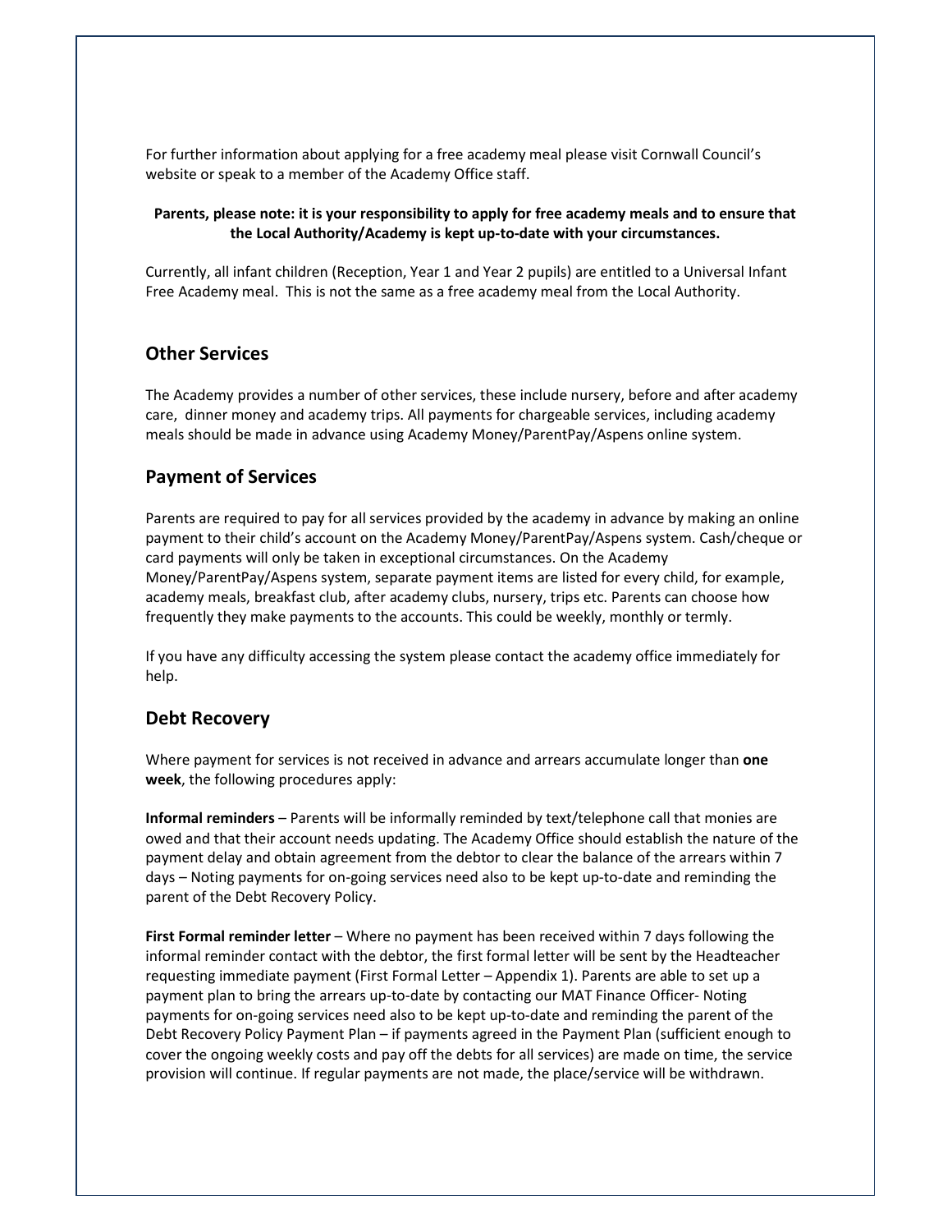For further information about applying for a free academy meal please visit Cornwall Council's website or speak to a member of the Academy Office staff.

**Parents, please note: it is your responsibility to apply for free academy meals and to ensure that the Local Authority/Academy is kept up-to-date with your circumstances.**

Currently, all infant children (Reception, Year 1 and Year 2 pupils) are entitled to a Universal Infant Free Academy meal. This is not the same as a free academy meal from the Local Authority.

## Other Services

The Academy provides a number of other services, these include nursery, before and after academy care, dinner money and academy trips. All payments for chargeable services, including academy meals should be made in advance using Academy Money/ParentPay/Aspens online system.

## Payment of Services

Parents are required to pay for all services provided by the academy in advance by making an online payment to their child's account on the Academy Money/ParentPay/Aspens system. Cash/cheque or card payments will only be taken in exceptional circumstances. On the Academy Money/ParentPay/Aspens system, separate payment items are listed for every child, for example, academy meals, breakfast club, after academy clubs, nursery, trips etc. Parents can choose how frequently they make payments to the accounts. This could be weekly, monthly or termly.

If you have any difficulty accessing the system please contact the academy office immediately for help.

## Debt Recovery

Where payment for services is not received in advance and arrears accumulate longer than **one week**, the following procedures apply:

**Informal reminders** – Parents will be informally reminded by text/telephone call that monies are owed and that their account needs updating. The Academy Office should establish the nature of the payment delay and obtain agreement from the debtor to clear the balance of the arrears within 7 days – Noting payments for on-going services need also to be kept up-to-date and reminding the parent of the Debt Recovery Policy.

**First Formal reminder letter** – Where no payment has been received within 7 days following the informal reminder contact with the debtor, the first formal letter will be sent by the Headteacher requesting immediate payment (First Formal Letter – Appendix 1). Parents are able to set up a payment plan to bring the arrears up-to-date by contacting our MAT Finance Officer- Noting payments for on-going services need also to be kept up-to-date and reminding the parent of the Debt Recovery Policy Payment Plan – if payments agreed in the Payment Plan (sufficient enough to cover the ongoing weekly costs and pay off the debts for all services) are made on time, the service provision will continue. If regular payments are not made, the place/service will be withdrawn.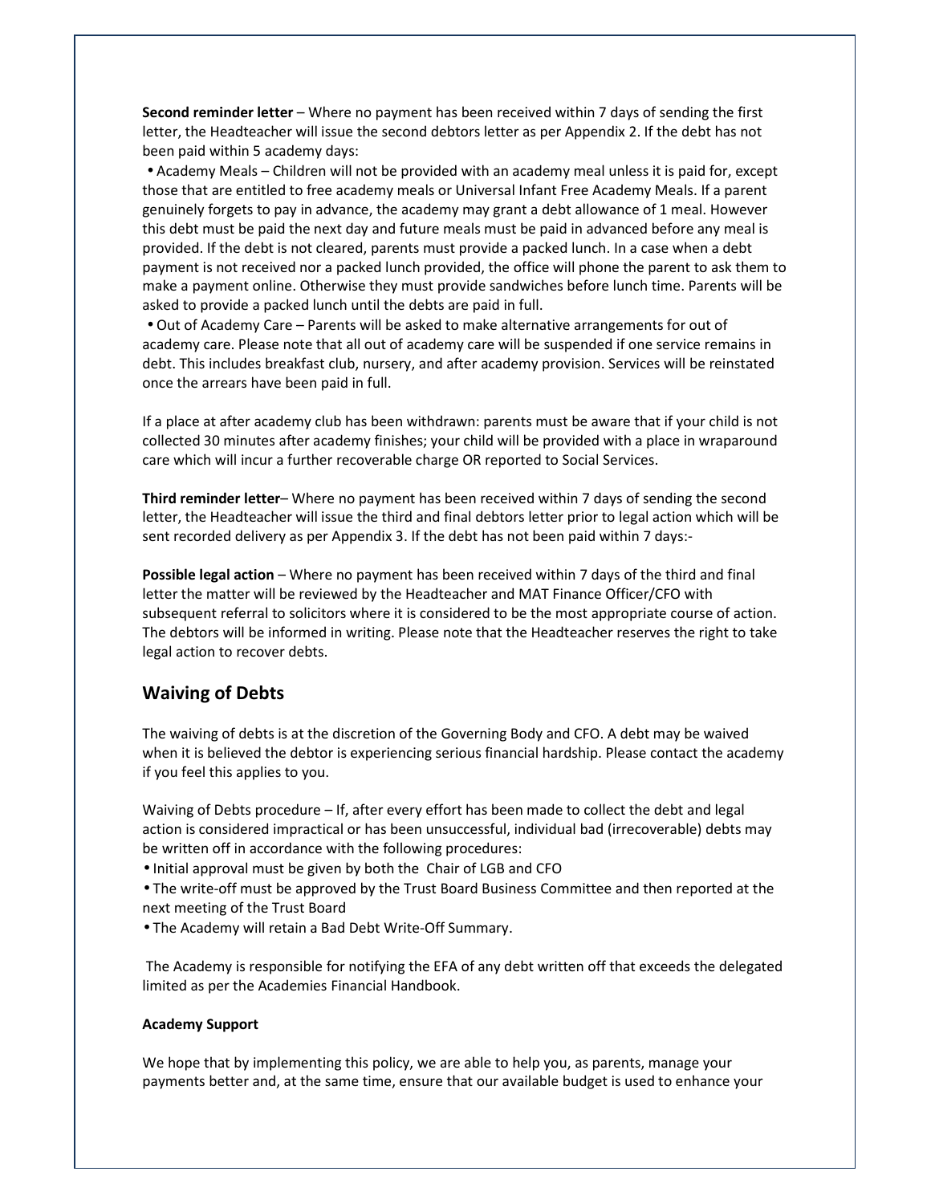**Second reminder letter** – Where no payment has been received within 7 days of sending the first letter, the Headteacher will issue the second debtors letter as per Appendix 2. If the debt has not been paid within 5 academy days:

- Academy Meals – Children will not be provided with an academy meal unless it is paid for, except those that are entitled to free academy meals or Universal Infant Free Academy Meals. If a parent genuinely forgets to pay in advance, the academy may grant a debt allowance of 1 meal. However this debt must be paid the next day and future meals must be paid in advanced before any meal is provided. If the debt is not cleared, parents must provide a packed lunch. In a case when a debt payment is not received nor a packed lunch provided, the office will phone the parent to ask them to make a payment online. Otherwise they must provide sandwiches before lunch time. Parents will be asked to provide a packed lunch until the debts are paid in full.
- Out of Academy Care – Parents will be asked to make alternative arrangements for out of academy care. Please note that all out of academy care will be suspended if one service remains in debt. This includes breakfast club, nursery, and after academy provision. Services will be reinstated once the arrears have been paid in full.

If a place at after academy club has been withdrawn: parents must be aware that if your child is not collected 30 minutes after academy finishes; your child will be provided with a place in wraparound care which will incur a further recoverable charge OR reported to Social Services.

**Third reminder letter**– Where no payment has been received within 7 days of sending the second letter, the Headteacher will issue the third and final debtors letter prior to legal action which will be sent recorded delivery as per Appendix 3. If the debt has not been paid within 7 days:-

**Possible legal action** – Where no payment has been received within 7 days of the third and final letter the matter will be reviewed by the Headteacher and MAT Finance Officer/CFO with subsequent referral to solicitors where it is considered to be the most appropriate course of action. The debtors will be informed in writing. Please note that the Headteacher reserves the right to take legal action to recover debts.

## Waiving of Debts

The waiving of debts is at the discretion of the Governing Body and CFO. A debt may be waived when it is believed the debtor is experiencing serious financial hardship. Please contact the academy if you feel this applies to you.

Waiving of Debts procedure – If, after every effort has been made to collect the debt and legal action is considered impractical or has been unsuccessful, individual bad (irrecoverable) debts may be written off in accordance with the following procedures:

- Initial approval must be given by both the Chair of LGB and CFO
- The write-off must be approved by the Trust Board Business Committee and then reported at the next meeting of the Trust Board
- The Academy will retain a Bad Debt Write-Off Summary.

The Academy is responsible for notifying the EFA of any debt written off that exceeds the delegated limited as per the Academies Financial Handbook.

**Academy Support**

We hope that by implementing this policy, we are able to help you, as parents, manage your payments better and, at the same time, ensure that our available budget is used to enhance your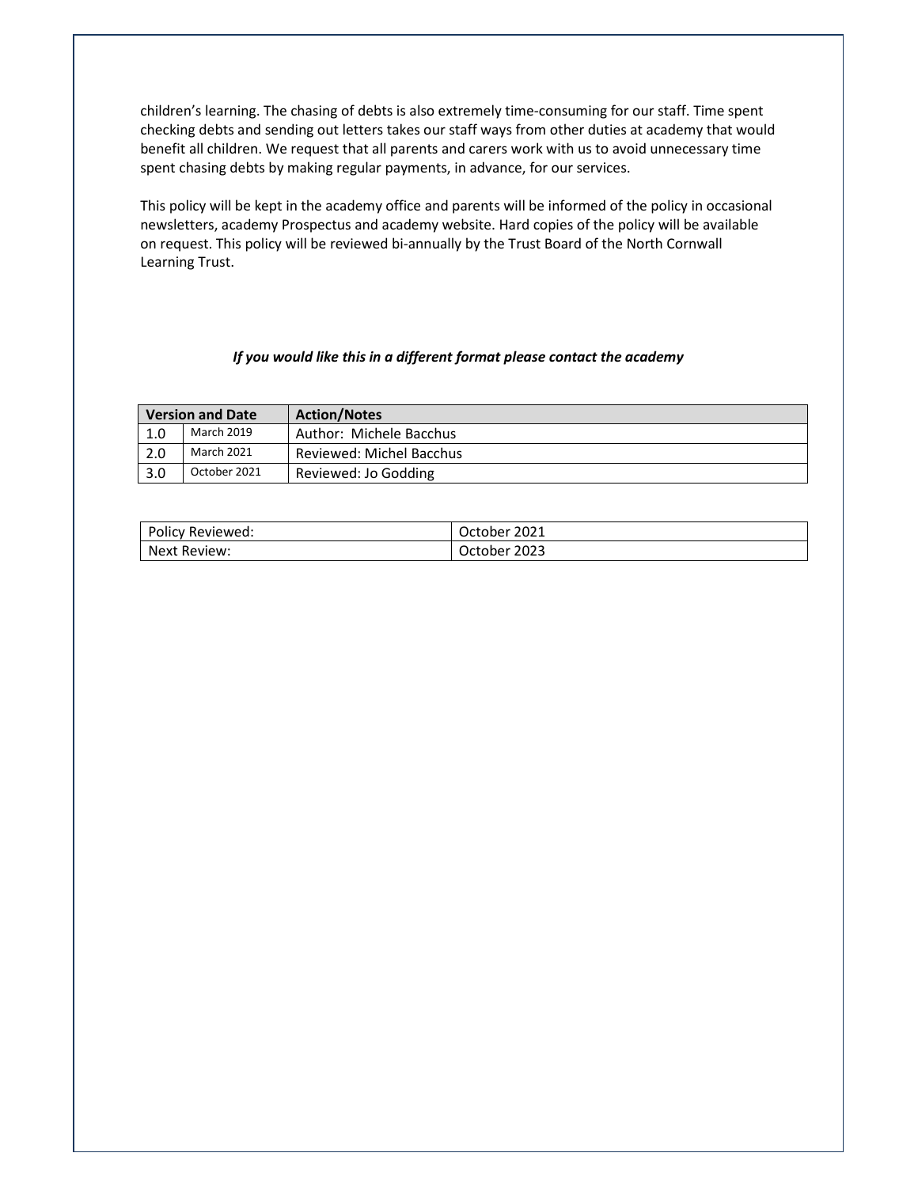children's learning. The chasing of debts is also extremely time-consuming for our staff. Time spent checking debts and sending out letters takes our staff ways from other duties at academy that would benefit all children. We request that all parents and carers work with us to avoid unnecessary time spent chasing debts by making regular payments, in advance, for our services.

This policy will be kept in the academy office and parents will be informed of the policy in occasional newsletters, academy Prospectus and academy website. Hard copies of the policy will be available on request. This policy will be reviewed bi-annually by the Trust Board of the North Cornwall Learning Trust.

***If you would like this in a different format please contact the academy***

| Version and Date | | Action/Notes |
|---|---|---|
| 1.0 | March 2019 | Author: Michele Bacchus |
| 2.0 | March 2021 | Reviewed: Michel Bacchus |
| 3.0 | October 2021 | Reviewed: Jo Godding |

| Policy Reviewed: | October 2021 |
|---|---|
| Next Review: | October 2023 |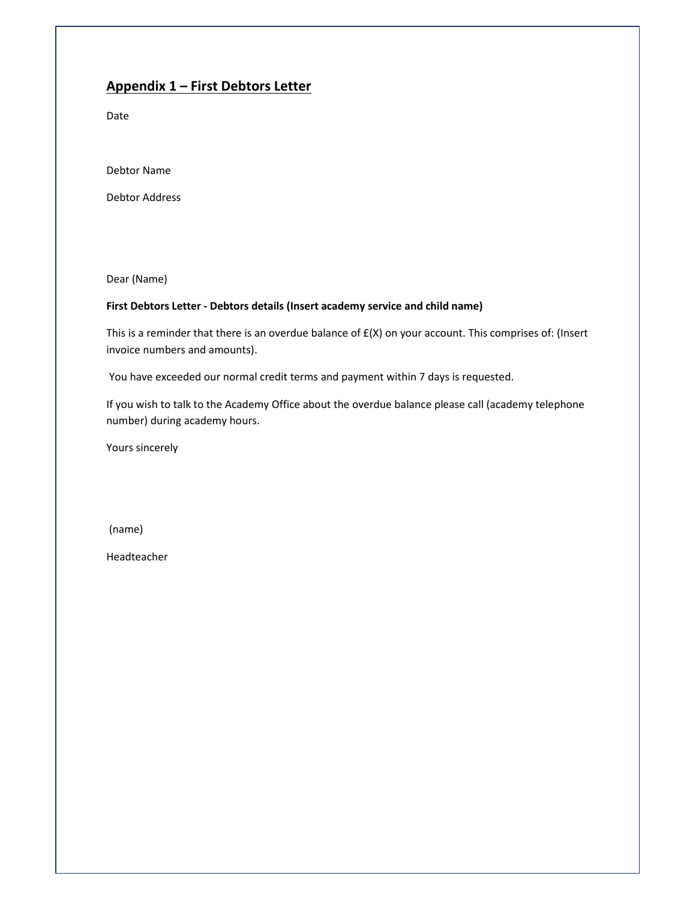## Appendix 1 – First Debtors Letter

Date

Debtor Name

Debtor Address

Dear (Name)

**First Debtors Letter - Debtors details (Insert academy service and child name)**

This is a reminder that there is an overdue balance of £(X) on your account. This comprises of: (Insert invoice numbers and amounts).

You have exceeded our normal credit terms and payment within 7 days is requested.

If you wish to talk to the Academy Office about the overdue balance please call (academy telephone number) during academy hours.

Yours sincerely

(name)

Headteacher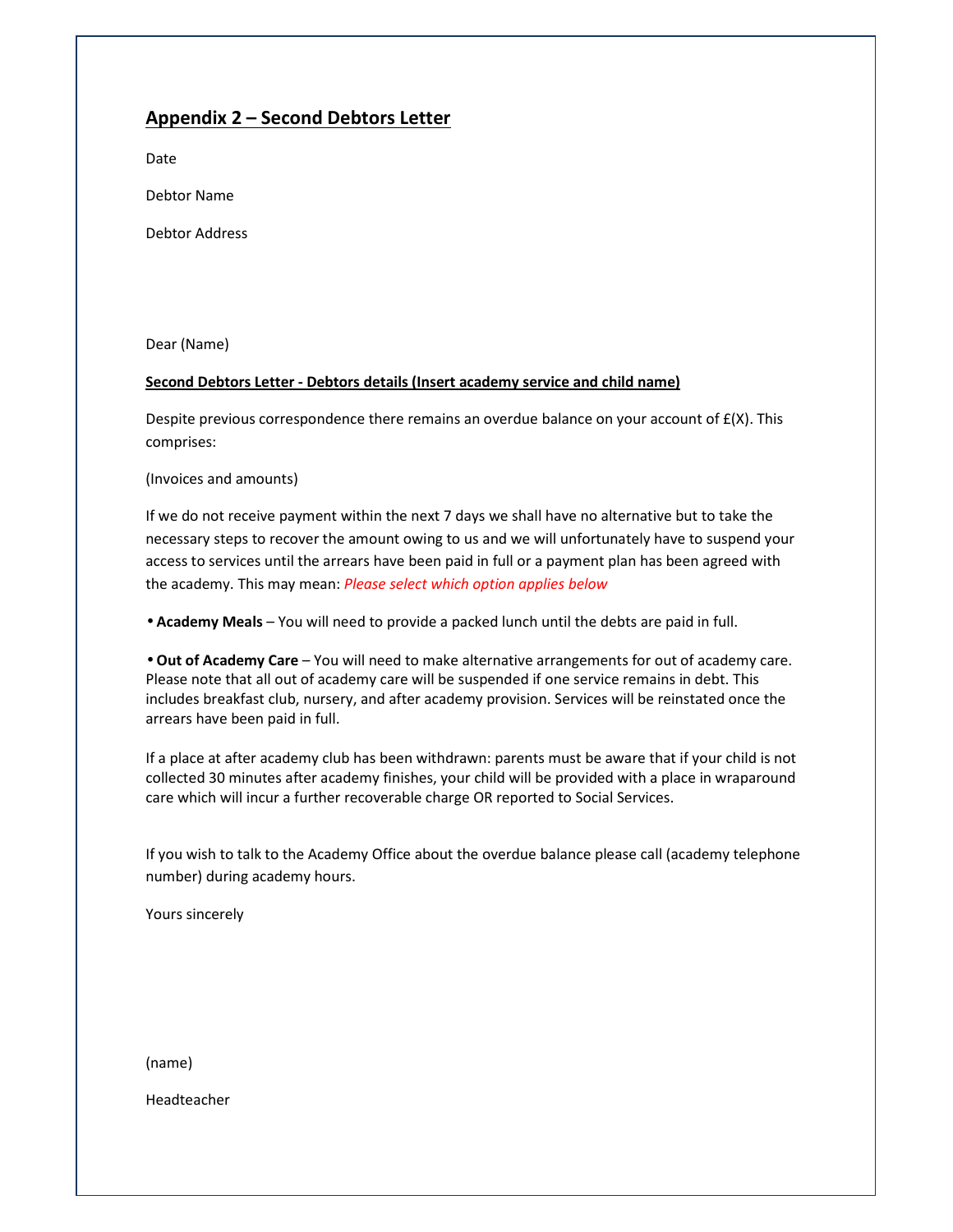## Appendix 2 – Second Debtors Letter

Date

Debtor Name

Debtor Address

Dear (Name)

**Second Debtors Letter - Debtors details (Insert academy service and child name)**

Despite previous correspondence there remains an overdue balance on your account of £(X). This comprises:

(Invoices and amounts)

If we do not receive payment within the next 7 days we shall have no alternative but to take the necessary steps to recover the amount owing to us and we will unfortunately have to suspend your access to services until the arrears have been paid in full or a payment plan has been agreed with the academy. This may mean: *Please select which option applies below*

- **Academy Meals** – You will need to provide a packed lunch until the debts are paid in full.

- **Out of Academy Care** – You will need to make alternative arrangements for out of academy care. Please note that all out of academy care will be suspended if one service remains in debt. This includes breakfast club, nursery, and after academy provision. Services will be reinstated once the arrears have been paid in full.

If a place at after academy club has been withdrawn: parents must be aware that if your child is not collected 30 minutes after academy finishes, your child will be provided with a place in wraparound care which will incur a further recoverable charge OR reported to Social Services.

If you wish to talk to the Academy Office about the overdue balance please call (academy telephone number) during academy hours.

Yours sincerely

(name)

Headteacher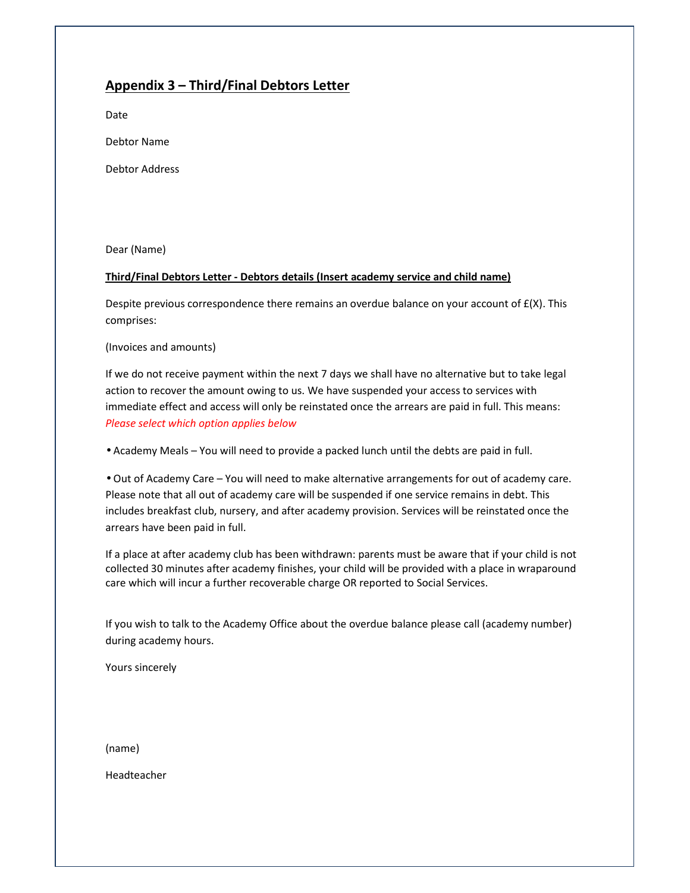## Appendix 3 – Third/Final Debtors Letter

Date

Debtor Name

Debtor Address

Dear (Name)

**Third/Final Debtors Letter - Debtors details (Insert academy service and child name)**

Despite previous correspondence there remains an overdue balance on your account of £(X). This comprises:

(Invoices and amounts)

If we do not receive payment within the next 7 days we shall have no alternative but to take legal action to recover the amount owing to us. We have suspended your access to services with immediate effect and access will only be reinstated once the arrears are paid in full. This means: *Please select which option applies below*

- Academy Meals – You will need to provide a packed lunch until the debts are paid in full.

- Out of Academy Care – You will need to make alternative arrangements for out of academy care. Please note that all out of academy care will be suspended if one service remains in debt. This includes breakfast club, nursery, and after academy provision. Services will be reinstated once the arrears have been paid in full.

If a place at after academy club has been withdrawn: parents must be aware that if your child is not collected 30 minutes after academy finishes, your child will be provided with a place in wraparound care which will incur a further recoverable charge OR reported to Social Services.

If you wish to talk to the Academy Office about the overdue balance please call (academy number) during academy hours.

Yours sincerely

(name)

Headteacher